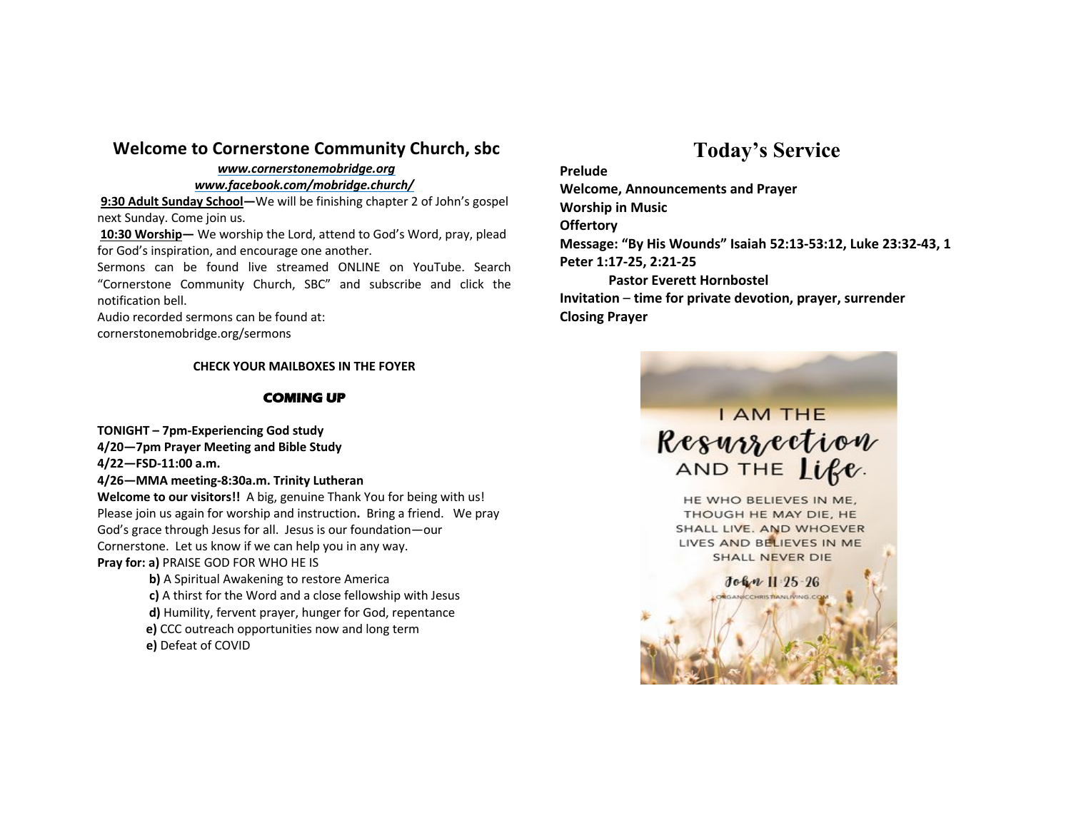## Welcome to Cornerstone Community Church, sbc

***www.cornerstonemobridge.org***

***www.facebook.com/mobridge.church/***

**9:30 Adult Sunday School—**We will be finishing chapter 2 of John's gospel next Sunday. Come join us.

**10:30 Worship—** We worship the Lord, attend to God's Word, pray, plead for God's inspiration, and encourage one another.

Sermons can be found live streamed ONLINE on YouTube. Search "Cornerstone Community Church, SBC" and subscribe and click the notification bell.

Audio recorded sermons can be found at:
cornerstonemobridge.org/sermons

**CHECK YOUR MAILBOXES IN THE FOYER**

**COMING UP**

**TONIGHT – 7pm-Experiencing God study**
**4/20—7pm Prayer Meeting and Bible Study**
**4/22—FSD-11:00 a.m.**
**4/26—MMA meeting-8:30a.m. Trinity Lutheran**

**Welcome to our visitors!!** A big, genuine Thank You for being with us! Please join us again for worship and instruction**.** Bring a friend. We pray God's grace through Jesus for all. Jesus is our foundation—our Cornerstone. Let us know if we can help you in any way.

**Pray for: a)** PRAISE GOD FOR WHO HE IS
**b)** A Spiritual Awakening to restore America
**c)** A thirst for the Word and a close fellowship with Jesus
**d)** Humility, fervent prayer, hunger for God, repentance
**e)** CCC outreach opportunities now and long term
**e)** Defeat of COVID

# Today's Service

**Prelude**
**Welcome, Announcements and Prayer**
**Worship in Music**
**Offertory**
**Message: "By His Wounds" Isaiah 52:13-53:12, Luke 23:32-43, 1 Peter 1:17-25, 2:21-25**
**Pastor Everett Hornbostel**
**Invitation – time for private devotion, prayer, surrender**
**Closing Prayer**

I AM THE Resurrection AND THE Life.

HE WHO BELIEVES IN ME, THOUGH HE MAY DIE, HE SHALL LIVE. AND WHOEVER LIVES AND BELIEVES IN ME SHALL NEVER DIE

John 11:25-26

ORGANICCHRISTIANLIVING.COM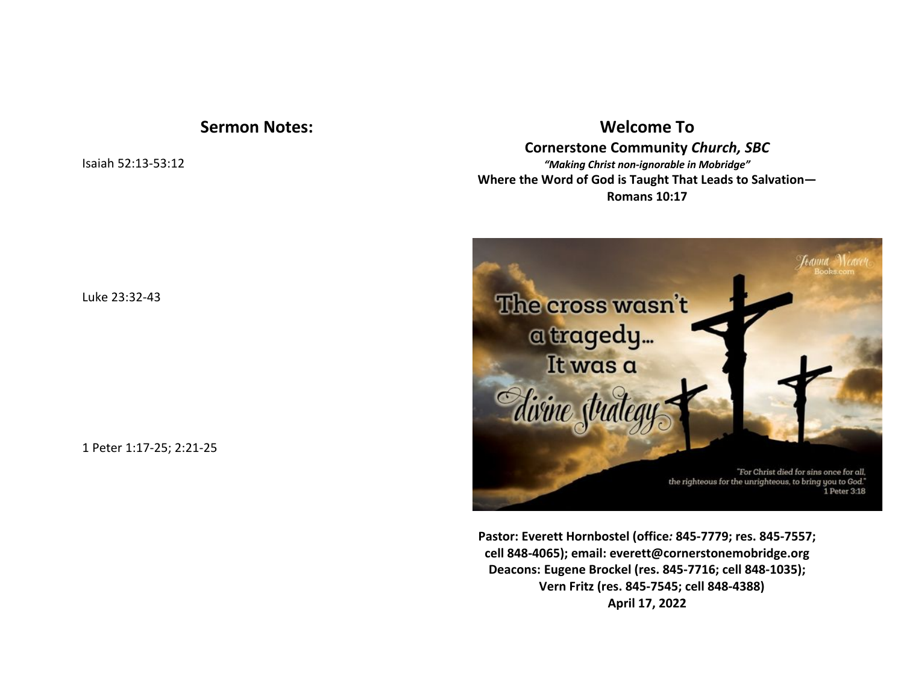## Sermon Notes:

Isaiah 52:13-53:12

Luke 23:32-43

1 Peter 1:17-25; 2:21-25

## Welcome To

**Cornerstone Community *Church, SBC***

***"Making Christ non-ignorable in Mobridge"***

**Where the Word of God is Taught That Leads to Salvation—Romans 10:17**

**Pastor: Everett Hornbostel (office: 845-7779; res. 845-7557; cell 848-4065); email: everett@cornerstonemobridge.org**

**Deacons: Eugene Brockel (res. 845-7716; cell 848-1035); Vern Fritz (res. 845-7545; cell 848-4388)**

**April 17, 2022**